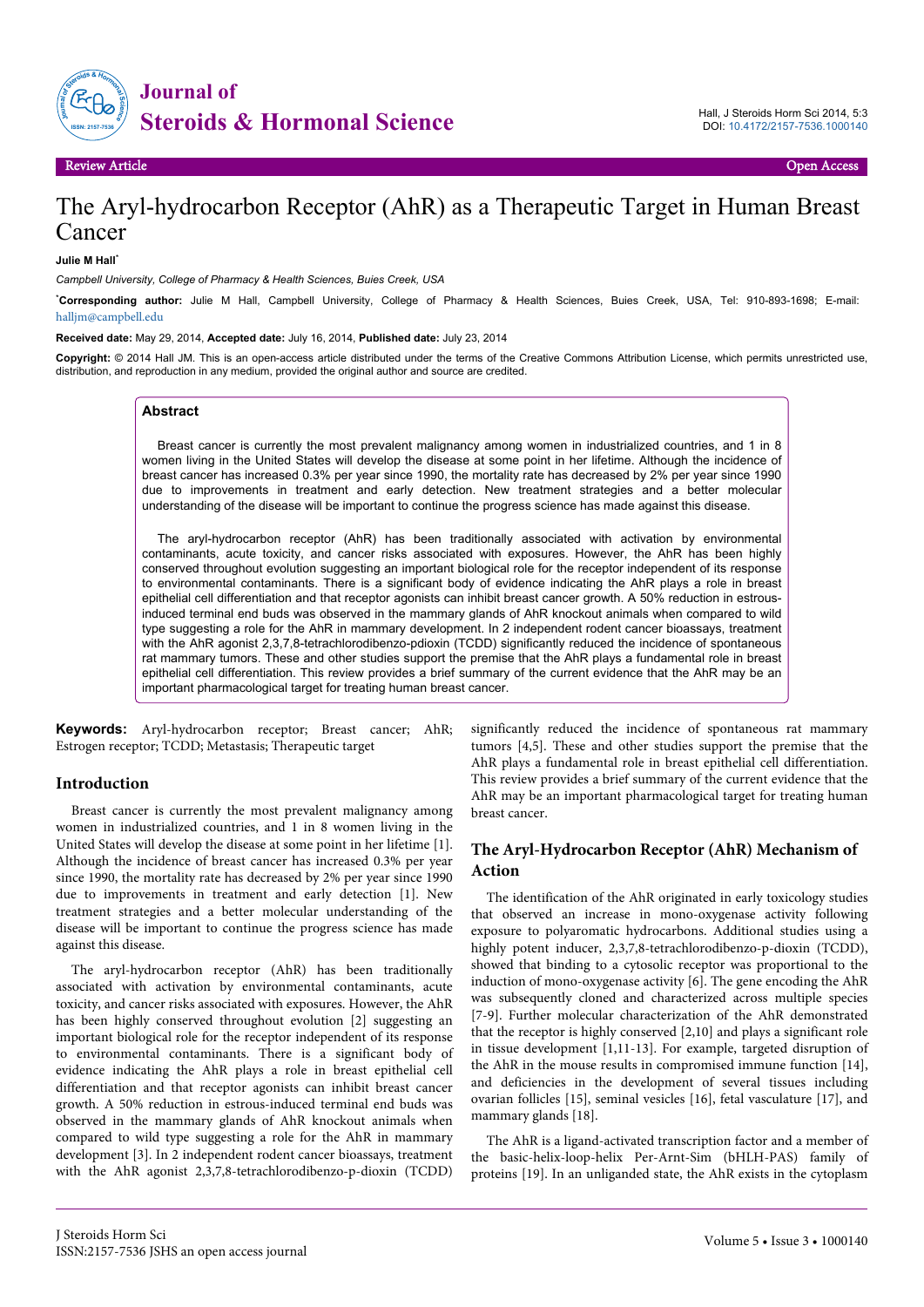Review Article | Open Access

# The Aryl-hydrocarbon Receptor (AhR) as a Therapeutic Target in Human Breast Cancer

**Julie M Hall***

*Campbell University, College of Pharmacy & Health Sciences, Buies Creek, USA*

***Corresponding author:** Julie M Hall, Campbell University, College of Pharmacy & Health Sciences, Buies Creek, USA, Tel: 910-893-1698; E-mail: halljm@campbell.edu

**Received date:** May 29, 2014, **Accepted date:** July 16, 2014, **Published date:** July 23, 2014

**Copyright:** © 2014 Hall JM. This is an open-access article distributed under the terms of the Creative Commons Attribution License, which permits unrestricted use, distribution, and reproduction in any medium, provided the original author and source are credited.

## Abstract

Breast cancer is currently the most prevalent malignancy among women in industrialized countries, and 1 in 8 women living in the United States will develop the disease at some point in her lifetime. Although the incidence of breast cancer has increased 0.3% per year since 1990, the mortality rate has decreased by 2% per year since 1990 due to improvements in treatment and early detection. New treatment strategies and a better molecular understanding of the disease will be important to continue the progress science has made against this disease.

The aryl-hydrocarbon receptor (AhR) has been traditionally associated with activation by environmental contaminants, acute toxicity, and cancer risks associated with exposures. However, the AhR has been highly conserved throughout evolution suggesting an important biological role for the receptor independent of its response to environmental contaminants. There is a significant body of evidence indicating the AhR plays a role in breast epithelial cell differentiation and that receptor agonists can inhibit breast cancer growth. A 50% reduction in estrous-induced terminal end buds was observed in the mammary glands of AhR knockout animals when compared to wild type suggesting a role for the AhR in mammary development. In 2 independent rodent cancer bioassays, treatment with the AhR agonist 2,3,7,8-tetrachlorodibenzo-pdioxin (TCDD) significantly reduced the incidence of spontaneous rat mammary tumors. These and other studies support the premise that the AhR plays a fundamental role in breast epithelial cell differentiation. This review provides a brief summary of the current evidence that the AhR may be an important pharmacological target for treating human breast cancer.

**Keywords:** Aryl-hydrocarbon receptor; Breast cancer; AhR; Estrogen receptor; TCDD; Metastasis; Therapeutic target

## Introduction

Breast cancer is currently the most prevalent malignancy among women in industrialized countries, and 1 in 8 women living in the United States will develop the disease at some point in her lifetime [1]. Although the incidence of breast cancer has increased 0.3% per year since 1990, the mortality rate has decreased by 2% per year since 1990 due to improvements in treatment and early detection [1]. New treatment strategies and a better molecular understanding of the disease will be important to continue the progress science has made against this disease.

The aryl-hydrocarbon receptor (AhR) has been traditionally associated with activation by environmental contaminants, acute toxicity, and cancer risks associated with exposures. However, the AhR has been highly conserved throughout evolution [2] suggesting an important biological role for the receptor independent of its response to environmental contaminants. There is a significant body of evidence indicating the AhR plays a role in breast epithelial cell differentiation and that receptor agonists can inhibit breast cancer growth. A 50% reduction in estrous-induced terminal end buds was observed in the mammary glands of AhR knockout animals when compared to wild type suggesting a role for the AhR in mammary development [3]. In 2 independent rodent cancer bioassays, treatment with the AhR agonist 2,3,7,8-tetrachlorodibenzo-p-dioxin (TCDD) significantly reduced the incidence of spontaneous rat mammary tumors [4,5]. These and other studies support the premise that the AhR plays a fundamental role in breast epithelial cell differentiation. This review provides a brief summary of the current evidence that the AhR may be an important pharmacological target for treating human breast cancer.

## The Aryl-Hydrocarbon Receptor (AhR) Mechanism of Action

The identification of the AhR originated in early toxicology studies that observed an increase in mono-oxygenase activity following exposure to polyaromatic hydrocarbons. Additional studies using a highly potent inducer, 2,3,7,8-tetrachlorodibenzo-p-dioxin (TCDD), showed that binding to a cytosolic receptor was proportional to the induction of mono-oxygenase activity [6]. The gene encoding the AhR was subsequently cloned and characterized across multiple species [7-9]. Further molecular characterization of the AhR demonstrated that the receptor is highly conserved [2,10] and plays a significant role in tissue development [1,11-13]. For example, targeted disruption of the AhR in the mouse results in compromised immune function [14], and deficiencies in the development of several tissues including ovarian follicles [15], seminal vesicles [16], fetal vasculature [17], and mammary glands [18].

The AhR is a ligand-activated transcription factor and a member of the basic-helix-loop-helix Per-Arnt-Sim (bHLH-PAS) family of proteins [19]. In an unliganded state, the AhR exists in the cytoplasm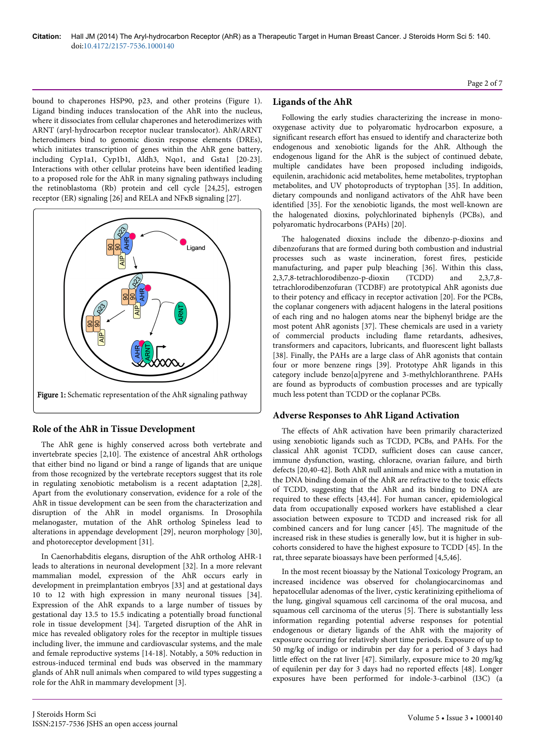bound to chaperones HSP90, p23, and other proteins (Figure 1). Ligand binding induces translocation of the AhR into the nucleus, where it dissociates from cellular chaperones and heterodimerizes with ARNT (aryl-hydrocarbon receptor nuclear translocator). AhR/ARNT heterodimers bind to genomic dioxin response elements (DREs), which initiates transcription of genes within the AhR gene battery, including Cyp1a1, Cyp1b1, Aldh3, Nqo1, and Gsta1 [20-23]. Interactions with other cellular proteins have been identified leading to a proposed role for the AhR in many signaling pathways including the retinoblastoma (Rb) protein and cell cycle [24,25], estrogen receptor (ER) signaling [26] and RELA and NFκB signaling [27].

Figure 1: Schematic representation of the AhR signaling pathway

## Role of the AhR in Tissue Development

The AhR gene is highly conserved across both vertebrate and invertebrate species [2,10]. The existence of ancestral AhR orthologs that either bind no ligand or bind a range of ligands that are unique from those recognized by the vertebrate receptors suggest that its role in regulating xenobiotic metabolism is a recent adaptation [2,28]. Apart from the evolutionary conservation, evidence for a role of the AhR in tissue development can be seen from the characterization and disruption of the AhR in model organisms. In Drosophila melanogaster, mutation of the AhR ortholog Spineless lead to alterations in appendage development [29], neuron morphology [30], and photoreceptor development [31].

In Caenorhabditis elegans, disruption of the AhR ortholog AHR-1 leads to alterations in neuronal development [32]. In a more relevant mammalian model, expression of the AhR occurs early in development in preimplantation embryos [33] and at gestational days 10 to 12 with high expression in many neuronal tissues [34]. Expression of the AhR expands to a large number of tissues by gestational day 13.5 to 15.5 indicating a potentially broad functional role in tissue development [34]. Targeted disruption of the AhR in mice has revealed obligatory roles for the receptor in multiple tissues including liver, the immune and cardiovascular systems, and the male and female reproductive systems [14-18]. Notably, a 50% reduction in estrous-induced terminal end buds was observed in the mammary glands of AhR null animals when compared to wild types suggesting a role for the AhR in mammary development [3].

## Ligands of the AhR

Following the early studies characterizing the increase in mono-oxygenase activity due to polyaromatic hydrocarbon exposure, a significant research effort has ensued to identify and characterize both endogenous and xenobiotic ligands for the AhR. Although the endogenous ligand for the AhR is the subject of continued debate, multiple candidates have been proposed including indigoids, equilenin, arachidonic acid metabolites, heme metabolites, tryptophan metabolites, and UV photoproducts of tryptophan [35]. In addition, dietary compounds and nonligand activators of the AhR have been identified [35]. For the xenobiotic ligands, the most well-known are the halogenated dioxins, polychlorinated biphenyls (PCBs), and polyaromatic hydrocarbons (PAHs) [20].

The halogenated dioxins include the dibenzo-p-dioxins and dibenzofurans that are formed during both combustion and industrial processes such as waste incineration, forest fires, pesticide manufacturing, and paper pulp bleaching [36]. Within this class, 2,3,7,8-tetrachlorodibenzo-p-dioxin (TCDD) and 2,3,7,8-tetrachlorodibenzofuran (TCDBF) are prototypical AhR agonists due to their potency and efficacy in receptor activation [20]. For the PCBs, the coplanar congeners with adjacent halogens in the lateral positions of each ring and no halogen atoms near the biphenyl bridge are the most potent AhR agonists [37]. These chemicals are used in a variety of commercial products including flame retardants, adhesives, transformers and capacitors, lubricants, and fluorescent light ballasts [38]. Finally, the PAHs are a large class of AhR agonists that contain four or more benzene rings [39]. Prototype AhR ligands in this category include benzo[α]pyrene and 3-methylchloranthrene. PAHs are found as byproducts of combustion processes and are typically much less potent than TCDD or the coplanar PCBs.

## Adverse Responses to AhR Ligand Activation

The effects of AhR activation have been primarily characterized using xenobiotic ligands such as TCDD, PCBs, and PAHs. For the classical AhR agonist TCDD, sufficient doses can cause cancer, immune dysfunction, wasting, chloracne, ovarian failure, and birth defects [20,40-42]. Both AhR null animals and mice with a mutation in the DNA binding domain of the AhR are refractive to the toxic effects of TCDD, suggesting that the AhR and its binding to DNA are required to these effects [43,44]. For human cancer, epidemiological data from occupationally exposed workers have established a clear association between exposure to TCDD and increased risk for all combined cancers and for lung cancer [45]. The magnitude of the increased risk in these studies is generally low, but it is higher in sub-cohorts considered to have the highest exposure to TCDD [45]. In the rat, three separate bioassays have been performed [4,5,46].

In the most recent bioassay by the National Toxicology Program, an increased incidence was observed for cholangiocarcinomas and hepatocellular adenomas of the liver, cystic keratinizing epithelioma of the lung, gingival squamous cell carcinoma of the oral mucosa, and squamous cell carcinoma of the uterus [5]. There is substantially less information regarding potential adverse responses for potential endogenous or dietary ligands of the AhR with the majority of exposure occurring for relatively short time periods. Exposure of up to 50 mg/kg of indigo or indirubin per day for a period of 3 days had little effect on the rat liver [47]. Similarly, exposure mice to 20 mg/kg of equilenin per day for 3 days had no reported effects [48]. Longer exposures have been performed for indole-3-carbinol (I3C) (a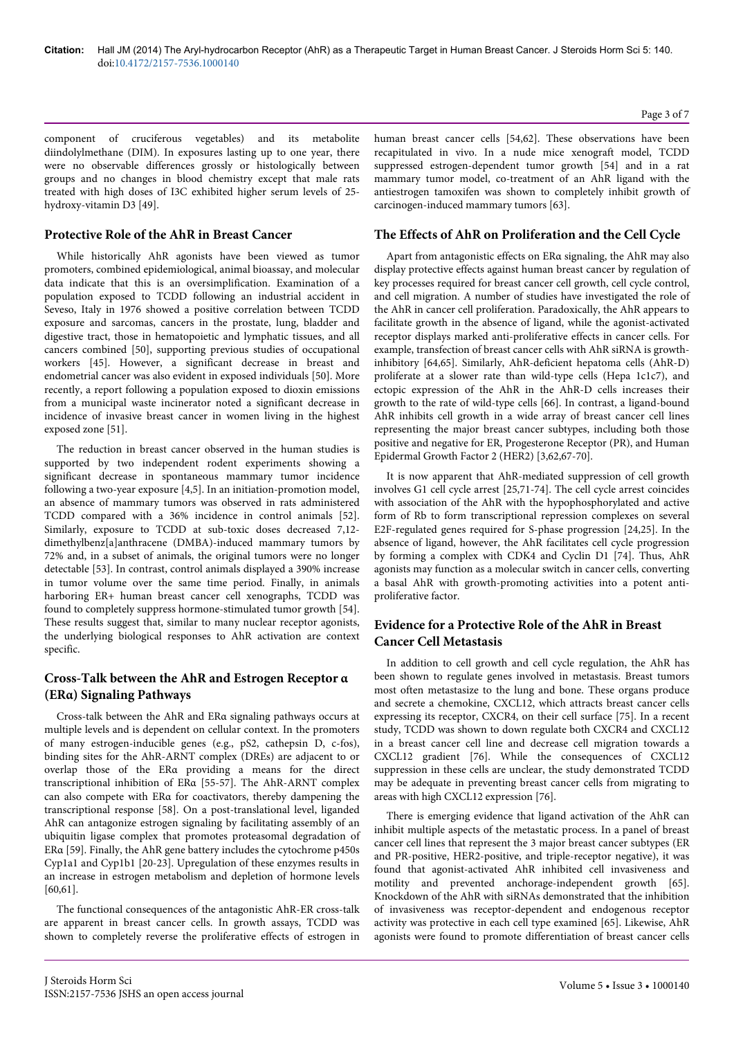component of cruciferous vegetables) and its metabolite diindolylmethane (DIM). In exposures lasting up to one year, there were no observable differences grossly or histologically between groups and no changes in blood chemistry except that male rats treated with high doses of I3C exhibited higher serum levels of 25-hydroxy-vitamin D3 [49].

## Protective Role of the AhR in Breast Cancer

While historically AhR agonists have been viewed as tumor promoters, combined epidemiological, animal bioassay, and molecular data indicate that this is an oversimplification. Examination of a population exposed to TCDD following an industrial accident in Seveso, Italy in 1976 showed a positive correlation between TCDD exposure and sarcomas, cancers in the prostate, lung, bladder and digestive tract, those in hematopoietic and lymphatic tissues, and all cancers combined [50], supporting previous studies of occupational workers [45]. However, a significant decrease in breast and endometrial cancer was also evident in exposed individuals [50]. More recently, a report following a population exposed to dioxin emissions from a municipal waste incinerator noted a significant decrease in incidence of invasive breast cancer in women living in the highest exposed zone [51].

The reduction in breast cancer observed in the human studies is supported by two independent rodent experiments showing a significant decrease in spontaneous mammary tumor incidence following a two-year exposure [4,5]. In an initiation-promotion model, an absence of mammary tumors was observed in rats administered TCDD compared with a 36% incidence in control animals [52]. Similarly, exposure to TCDD at sub-toxic doses decreased 7,12-dimethylbenz[a]anthracene (DMBA)-induced mammary tumors by 72% and, in a subset of animals, the original tumors were no longer detectable [53]. In contrast, control animals displayed a 390% increase in tumor volume over the same time period. Finally, in animals harboring ER+ human breast cancer cell xenographs, TCDD was found to completely suppress hormone-stimulated tumor growth [54]. These results suggest that, similar to many nuclear receptor agonists, the underlying biological responses to AhR activation are context specific.

## Cross-Talk between the AhR and Estrogen Receptor α (ERα) Signaling Pathways

Cross-talk between the AhR and ERα signaling pathways occurs at multiple levels and is dependent on cellular context. In the promoters of many estrogen-inducible genes (e.g., pS2, cathepsin D, c-fos), binding sites for the AhR-ARNT complex (DREs) are adjacent to or overlap those of the ERα providing a means for the direct transcriptional inhibition of ERα [55-57]. The AhR-ARNT complex can also compete with ERα for coactivators, thereby dampening the transcriptional response [58]. On a post-translational level, liganded AhR can antagonize estrogen signaling by facilitating assembly of an ubiquitin ligase complex that promotes proteasomal degradation of ERα [59]. Finally, the AhR gene battery includes the cytochrome p450s Cyp1a1 and Cyp1b1 [20-23]. Upregulation of these enzymes results in an increase in estrogen metabolism and depletion of hormone levels [60,61].

The functional consequences of the antagonistic AhR-ER cross-talk are apparent in breast cancer cells. In growth assays, TCDD was shown to completely reverse the proliferative effects of estrogen in human breast cancer cells [54,62]. These observations have been recapitulated in vivo. In a nude mice xenograft model, TCDD suppressed estrogen-dependent tumor growth [54] and in a rat mammary tumor model, co-treatment of an AhR ligand with the antiestrogen tamoxifen was shown to completely inhibit growth of carcinogen-induced mammary tumors [63].

## The Effects of AhR on Proliferation and the Cell Cycle

Apart from antagonistic effects on ERα signaling, the AhR may also display protective effects against human breast cancer by regulation of key processes required for breast cancer cell growth, cell cycle control, and cell migration. A number of studies have investigated the role of the AhR in cancer cell proliferation. Paradoxically, the AhR appears to facilitate growth in the absence of ligand, while the agonist-activated receptor displays marked anti-proliferative effects in cancer cells. For example, transfection of breast cancer cells with AhR siRNA is growth-inhibitory [64,65]. Similarly, AhR-deficient hepatoma cells (AhR-D) proliferate at a slower rate than wild-type cells (Hepa 1c1c7), and ectopic expression of the AhR in the AhR-D cells increases their growth to the rate of wild-type cells [66]. In contrast, a ligand-bound AhR inhibits cell growth in a wide array of breast cancer cell lines representing the major breast cancer subtypes, including both those positive and negative for ER, Progesterone Receptor (PR), and Human Epidermal Growth Factor 2 (HER2) [3,62,67-70].

It is now apparent that AhR-mediated suppression of cell growth involves G1 cell cycle arrest [25,71-74]. The cell cycle arrest coincides with association of the AhR with the hypophosphorylated and active form of Rb to form transcriptional repression complexes on several E2F-regulated genes required for S-phase progression [24,25]. In the absence of ligand, however, the AhR facilitates cell cycle progression by forming a complex with CDK4 and Cyclin D1 [74]. Thus, AhR agonists may function as a molecular switch in cancer cells, converting a basal AhR with growth-promoting activities into a potent anti-proliferative factor.

## Evidence for a Protective Role of the AhR in Breast Cancer Cell Metastasis

In addition to cell growth and cell cycle regulation, the AhR has been shown to regulate genes involved in metastasis. Breast tumors most often metastasize to the lung and bone. These organs produce and secrete a chemokine, CXCL12, which attracts breast cancer cells expressing its receptor, CXCR4, on their cell surface [75]. In a recent study, TCDD was shown to down regulate both CXCR4 and CXCL12 in a breast cancer cell line and decrease cell migration towards a CXCL12 gradient [76]. While the consequences of CXCL12 suppression in these cells are unclear, the study demonstrated TCDD may be adequate in preventing breast cancer cells from migrating to areas with high CXCL12 expression [76].

There is emerging evidence that ligand activation of the AhR can inhibit multiple aspects of the metastatic process. In a panel of breast cancer cell lines that represent the 3 major breast cancer subtypes (ER and PR-positive, HER2-positive, and triple-receptor negative), it was found that agonist-activated AhR inhibited cell invasiveness and motility and prevented anchorage-independent growth [65]. Knockdown of the AhR with siRNAs demonstrated that the inhibition of invasiveness was receptor-dependent and endogenous receptor activity was protective in each cell type examined [65]. Likewise, AhR agonists were found to promote differentiation of breast cancer cells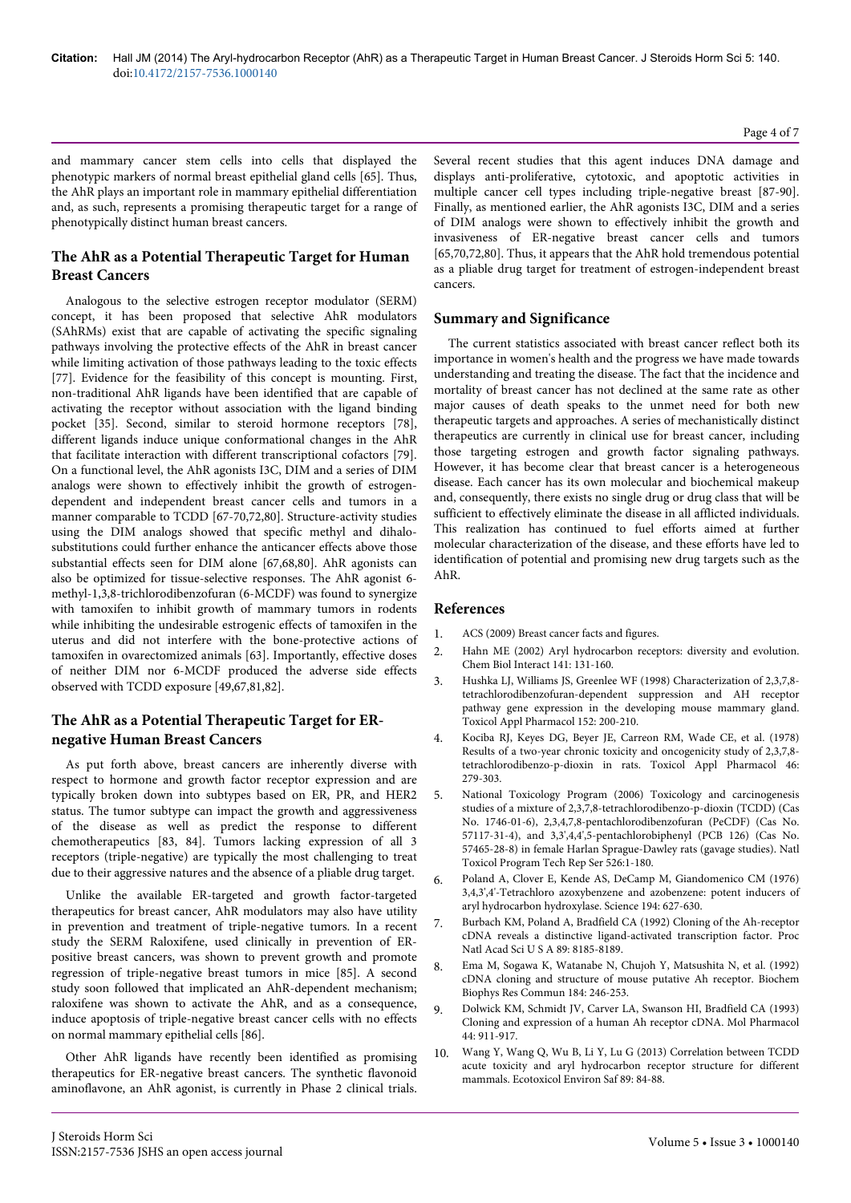and mammary cancer stem cells into cells that displayed the phenotypic markers of normal breast epithelial gland cells [65]. Thus, the AhR plays an important role in mammary epithelial differentiation and, as such, represents a promising therapeutic target for a range of phenotypically distinct human breast cancers.

## The AhR as a Potential Therapeutic Target for Human Breast Cancers

Analogous to the selective estrogen receptor modulator (SERM) concept, it has been proposed that selective AhR modulators (SAhRMs) exist that are capable of activating the specific signaling pathways involving the protective effects of the AhR in breast cancer while limiting activation of those pathways leading to the toxic effects [77]. Evidence for the feasibility of this concept is mounting. First, non-traditional AhR ligands have been identified that are capable of activating the receptor without association with the ligand binding pocket [35]. Second, similar to steroid hormone receptors [78], different ligands induce unique conformational changes in the AhR that facilitate interaction with different transcriptional cofactors [79]. On a functional level, the AhR agonists I3C, DIM and a series of DIM analogs were shown to effectively inhibit the growth of estrogen-dependent and independent breast cancer cells and tumors in a manner comparable to TCDD [67-70,72,80]. Structure-activity studies using the DIM analogs showed that specific methyl and dihalo-substitutions could further enhance the anticancer effects above those substantial effects seen for DIM alone [67,68,80]. AhR agonists can also be optimized for tissue-selective responses. The AhR agonist 6-methyl-1,3,8-trichlorodibenzofuran (6-MCDF) was found to synergize with tamoxifen to inhibit growth of mammary tumors in rodents while inhibiting the undesirable estrogenic effects of tamoxifen in the uterus and did not interfere with the bone-protective actions of tamoxifen in ovarectomized animals [63]. Importantly, effective doses of neither DIM nor 6-MCDF produced the adverse side effects observed with TCDD exposure [49,67,81,82].

## The AhR as a Potential Therapeutic Target for ER-negative Human Breast Cancers

As put forth above, breast cancers are inherently diverse with respect to hormone and growth factor receptor expression and are typically broken down into subtypes based on ER, PR, and HER2 status. The tumor subtype can impact the growth and aggressiveness of the disease as well as predict the response to different chemotherapeutics [83, 84]. Tumors lacking expression of all 3 receptors (triple-negative) are typically the most challenging to treat due to their aggressive natures and the absence of a pliable drug target.

Unlike the available ER-targeted and growth factor-targeted therapeutics for breast cancer, AhR modulators may also have utility in prevention and treatment of triple-negative tumors. In a recent study the SERM Raloxifene, used clinically in prevention of ER-positive breast cancers, was shown to prevent growth and promote regression of triple-negative breast tumors in mice [85]. A second study soon followed that implicated an AhR-dependent mechanism; raloxifene was shown to activate the AhR, and as a consequence, induce apoptosis of triple-negative breast cancer cells with no effects on normal mammary epithelial cells [86].

Other AhR ligands have recently been identified as promising therapeutics for ER-negative breast cancers. The synthetic flavonoid aminoflavone, an AhR agonist, is currently in Phase 2 clinical trials. Several recent studies that this agent induces DNA damage and displays anti-proliferative, cytotoxic, and apoptotic activities in multiple cancer cell types including triple-negative breast [87-90]. Finally, as mentioned earlier, the AhR agonists I3C, DIM and a series of DIM analogs were shown to effectively inhibit the growth and invasiveness of ER-negative breast cancer cells and tumors [65,70,72,80]. Thus, it appears that the AhR hold tremendous potential as a pliable drug target for treatment of estrogen-independent breast cancers.

## Summary and Significance

The current statistics associated with breast cancer reflect both its importance in women's health and the progress we have made towards understanding and treating the disease. The fact that the incidence and mortality of breast cancer has not declined at the same rate as other major causes of death speaks to the unmet need for both new therapeutic targets and approaches. A series of mechanistically distinct therapeutics are currently in clinical use for breast cancer, including those targeting estrogen and growth factor signaling pathways. However, it has become clear that breast cancer is a heterogeneous disease. Each cancer has its own molecular and biochemical makeup and, consequently, there exists no single drug or drug class that will be sufficient to effectively eliminate the disease in all afflicted individuals. This realization has continued to fuel efforts aimed at further molecular characterization of the disease, and these efforts have led to identification of potential and promising new drug targets such as the AhR.

## References

1. ACS (2009) Breast cancer facts and figures.
2. Hahn ME (2002) Aryl hydrocarbon receptors: diversity and evolution. Chem Biol Interact 141: 131-160.
3. Hushka LJ, Williams JS, Greenlee WF (1998) Characterization of 2,3,7,8-tetrachlorodibenzofuran-dependent suppression and AH receptor pathway gene expression in the developing mouse mammary gland. Toxicol Appl Pharmacol 152: 200-210.
4. Kociba RJ, Keyes DG, Beyer JE, Carreon RM, Wade CE, et al. (1978) Results of a two-year chronic toxicity and oncogenicity study of 2,3,7,8-tetrachlorodibenzo-p-dioxin in rats. Toxicol Appl Pharmacol 46: 279-303.
5. National Toxicology Program (2006) Toxicology and carcinogenesis studies of a mixture of 2,3,7,8-tetrachlorodibenzo-p-dioxin (TCDD) (Cas No. 1746-01-6), 2,3,4,7,8-pentachlorodibenzofuran (PeCDF) (Cas No. 57117-31-4), and 3,3',4,4',5-pentachlorobiphenyl (PCB 126) (Cas No. 57465-28-8) in female Harlan Sprague-Dawley rats (gavage studies). Natl Toxicol Program Tech Rep Ser 526:1-180.
6. Poland A, Clover E, Kende AS, DeCamp M, Giandomenico CM (1976) 3,4,3',4'-Tetrachloro azoxybenzene and azobenzene: potent inducers of aryl hydrocarbon hydroxylase. Science 194: 627-630.
7. Burbach KM, Poland A, Bradfield CA (1992) Cloning of the Ah-receptor cDNA reveals a distinctive ligand-activated transcription factor. Proc Natl Acad Sci U S A 89: 8185-8189.
8. Ema M, Sogawa K, Watanabe N, Chujoh Y, Matsushita N, et al. (1992) cDNA cloning and structure of mouse putative Ah receptor. Biochem Biophys Res Commun 184: 246-253.
9. Dolwick KM, Schmidt JV, Carver LA, Swanson HI, Bradfield CA (1993) Cloning and expression of a human Ah receptor cDNA. Mol Pharmacol 44: 911-917.
10. Wang Y, Wang Q, Wu B, Li Y, Lu G (2013) Correlation between TCDD acute toxicity and aryl hydrocarbon receptor structure for different mammals. Ecotoxicol Environ Saf 89: 84-88.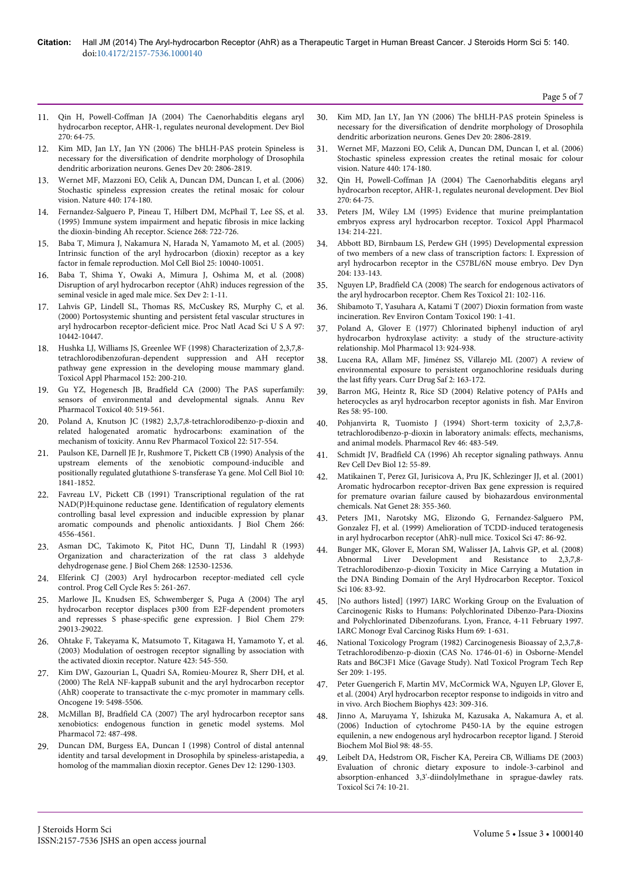11. Qin H, Powell-Coffman JA (2004) The Caenorhabditis elegans aryl hydrocarbon receptor, AHR-1, regulates neuronal development. Dev Biol 270: 64-75.
12. Kim MD, Jan LY, Jan YN (2006) The bHLH-PAS protein Spineless is necessary for the diversification of dendrite morphology of Drosophila dendritic arborization neurons. Genes Dev 20: 2806-2819.
13. Wernet MF, Mazzoni EO, Celik A, Duncan DM, Duncan I, et al. (2006) Stochastic spineless expression creates the retinal mosaic for colour vision. Nature 440: 174-180.
14. Fernandez-Salguero P, Pineau T, Hilbert DM, McPhail T, Lee SS, et al. (1995) Immune system impairment and hepatic fibrosis in mice lacking the dioxin-binding Ah receptor. Science 268: 722-726.
15. Baba T, Mimura J, Nakamura N, Harada N, Yamamoto M, et al. (2005) Intrinsic function of the aryl hydrocarbon (dioxin) receptor as a key factor in female reproduction. Mol Cell Biol 25: 10040-10051.
16. Baba T, Shima Y, Owaki A, Mimura J, Oshima M, et al. (2008) Disruption of aryl hydrocarbon receptor (AhR) induces regression of the seminal vesicle in aged male mice. Sex Dev 2: 1-11.
17. Lahvis GP, Lindell SL, Thomas RS, McCuskey RS, Murphy C, et al. (2000) Portosystemic shunting and persistent fetal vascular structures in aryl hydrocarbon receptor-deficient mice. Proc Natl Acad Sci U S A 97: 10442-10447.
18. Hushka LJ, Williams JS, Greenlee WF (1998) Characterization of 2,3,7,8-tetrachlorodibenzofuran-dependent suppression and AH receptor pathway gene expression in the developing mouse mammary gland. Toxicol Appl Pharmacol 152: 200-210.
19. Gu YZ, Hogenesch JB, Bradfield CA (2000) The PAS superfamily: sensors of environmental and developmental signals. Annu Rev Pharmacol Toxicol 40: 519-561.
20. Poland A, Knutson JC (1982) 2,3,7,8-tetrachlorodibenzo-p-dioxin and related halogenated aromatic hydrocarbons: examination of the mechanism of toxicity. Annu Rev Pharmacol Toxicol 22: 517-554.
21. Paulson KE, Darnell JE Jr, Rushmore T, Pickett CB (1990) Analysis of the upstream elements of the xenobiotic compound-inducible and positionally regulated glutathione S-transferase Ya gene. Mol Cell Biol 10: 1841-1852.
22. Favreau LV, Pickett CB (1991) Transcriptional regulation of the rat NAD(P)H:quinone reductase gene. Identification of regulatory elements controlling basal level expression and inducible expression by planar aromatic compounds and phenolic antioxidants. J Biol Chem 266: 4556-4561.
23. Asman DC, Takimoto K, Pitot HC, Dunn TJ, Lindahl R (1993) Organization and characterization of the rat class 3 aldehyde dehydrogenase gene. J Biol Chem 268: 12530-12536.
24. Elferink CJ (2003) Aryl hydrocarbon receptor-mediated cell cycle control. Prog Cell Cycle Res 5: 261-267.
25. Marlowe JL, Knudsen ES, Schwemberger S, Puga A (2004) The aryl hydrocarbon receptor displaces p300 from E2F-dependent promoters and represses S phase-specific gene expression. J Biol Chem 279: 29013-29022.
26. Ohtake F, Takeyama K, Matsumoto T, Kitagawa H, Yamamoto Y, et al. (2003) Modulation of oestrogen receptor signalling by association with the activated dioxin receptor. Nature 423: 545-550.
27. Kim DW, Gazourian L, Quadri SA, Romieu-Mourez R, Sherr DH, et al. (2000) The RelA NF-kappaB subunit and the aryl hydrocarbon receptor (AhR) cooperate to transactivate the c-myc promoter in mammary cells. Oncogene 19: 5498-5506.
28. McMillan BJ, Bradfield CA (2007) The aryl hydrocarbon receptor sans xenobiotics: endogenous function in genetic model systems. Mol Pharmacol 72: 487-498.
29. Duncan DM, Burgess EA, Duncan I (1998) Control of distal antennal identity and tarsal development in Drosophila by spineless-aristapedia, a homolog of the mammalian dioxin receptor. Genes Dev 12: 1290-1303.
30. Kim MD, Jan LY, Jan YN (2006) The bHLH-PAS protein Spineless is necessary for the diversification of dendrite morphology of Drosophila dendritic arborization neurons. Genes Dev 20: 2806-2819.
31. Wernet MF, Mazzoni EO, Celik A, Duncan DM, Duncan I, et al. (2006) Stochastic spineless expression creates the retinal mosaic for colour vision. Nature 440: 174-180.
32. Qin H, Powell-Coffman JA (2004) The Caenorhabditis elegans aryl hydrocarbon receptor, AHR-1, regulates neuronal development. Dev Biol 270: 64-75.
33. Peters JM, Wiley LM (1995) Evidence that murine preimplantation embryos express aryl hydrocarbon receptor. Toxicol Appl Pharmacol 134: 214-221.
34. Abbott BD, Birnbaum LS, Perdew GH (1995) Developmental expression of two members of a new class of transcription factors: I. Expression of aryl hydrocarbon receptor in the C57BL/6N mouse embryo. Dev Dyn 204: 133-143.
35. Nguyen LP, Bradfield CA (2008) The search for endogenous activators of the aryl hydrocarbon receptor. Chem Res Toxicol 21: 102-116.
36. Shibamoto T, Yasuhara A, Katami T (2007) Dioxin formation from waste incineration. Rev Environ Contam Toxicol 190: 1-41.
37. Poland A, Glover E (1977) Chlorinated biphenyl induction of aryl hydrocarbon hydroxylase activity: a study of the structure-activity relationship. Mol Pharmacol 13: 924-938.
38. Lucena RA, Allam MF, Jiménez SS, Villarejo ML (2007) A review of environmental exposure to persistent organochlorine residuals during the last fifty years. Curr Drug Saf 2: 163-172.
39. Barron MG, Heintz R, Rice SD (2004) Relative potency of PAHs and heterocycles as aryl hydrocarbon receptor agonists in fish. Mar Environ Res 58: 95-100.
40. Pohjanvirta R, Tuomisto J (1994) Short-term toxicity of 2,3,7,8-tetrachlorodibenzo-p-dioxin in laboratory animals: effects, mechanisms, and animal models. Pharmacol Rev 46: 483-549.
41. Schmidt JV, Bradfield CA (1996) Ah receptor signaling pathways. Annu Rev Cell Dev Biol 12: 55-89.
42. Matikainen T, Perez GI, Jurisicova A, Pru JK, Schlezinger JJ, et al. (2001) Aromatic hydrocarbon receptor-driven Bax gene expression is required for premature ovarian failure caused by biohazardous environmental chemicals. Nat Genet 28: 355-360.
43. Peters JM1, Narotsky MG, Elizondo G, Fernandez-Salguero PM, Gonzalez FJ, et al. (1999) Amelioration of TCDD-induced teratogenesis in aryl hydrocarbon receptor (AhR)-null mice. Toxicol Sci 47: 86-92.
44. Bunger MK, Glover E, Moran SM, Walisser JA, Lahvis GP, et al. (2008) Abnormal Liver Development and Resistance to 2,3,7,8-Tetrachlorodibenzo-p-dioxin Toxicity in Mice Carrying a Mutation in the DNA Binding Domain of the Aryl Hydrocarbon Receptor. Toxicol Sci 106: 83-92.
45. [No authors listed] (1997) IARC Working Group on the Evaluation of Carcinogenic Risks to Humans: Polychlorinated Dibenzo-Para-Dioxins and Polychlorinated Dibenzofurans. Lyon, France, 4-11 February 1997. IARC Monogr Eval Carcinog Risks Hum 69: 1-631.
46. National Toxicology Program (1982) Carcinogenesis Bioassay of 2,3,7,8-Tetrachlorodibenzo-p-dioxin (CAS No. 1746-01-6) in Osborne-Mendel Rats and B6C3F1 Mice (Gavage Study). Natl Toxicol Program Tech Rep Ser 209: 1-195.
47. Peter Guengerich F, Martin MV, McCormick WA, Nguyen LP, Glover E, et al. (2004) Aryl hydrocarbon receptor response to indigoids in vitro and in vivo. Arch Biochem Biophys 423: 309-316.
48. Jinno A, Maruyama Y, Ishizuka M, Kazusaka A, Nakamura A, et al. (2006) Induction of cytochrome P450-1A by the equine estrogen equilenin, a new endogenous aryl hydrocarbon receptor ligand. J Steroid Biochem Mol Biol 98: 48-55.
49. Leibelt DA, Hedstrom OR, Fischer KA, Pereira CB, Williams DE (2003) Evaluation of chronic dietary exposure to indole-3-carbinol and absorption-enhanced 3,3'-diindolylmethane in sprague-dawley rats. Toxicol Sci 74: 10-21.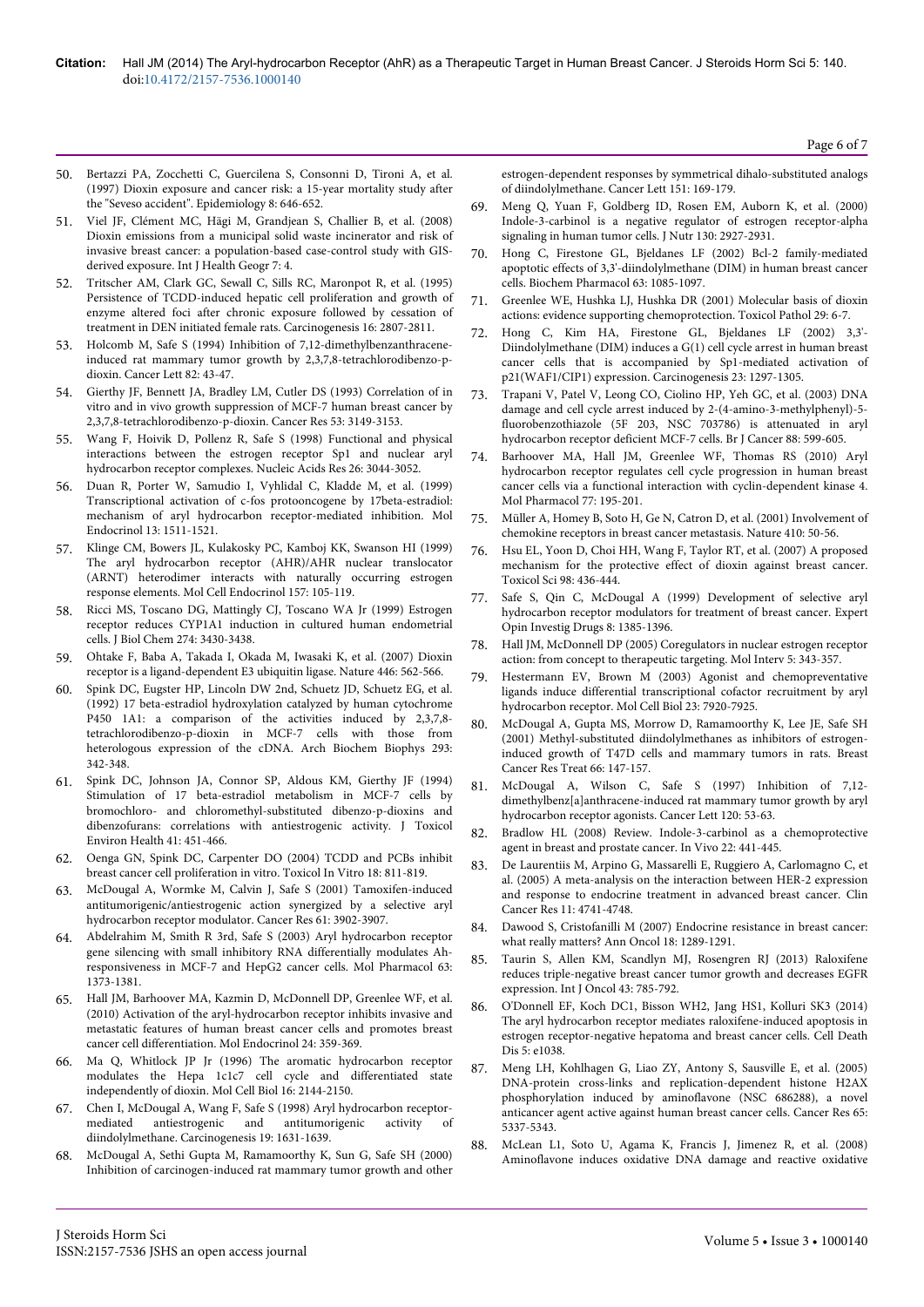50. Bertazzi PA, Zocchetti C, Guercilena S, Consonni D, Tironi A, et al. (1997) Dioxin exposure and cancer risk: a 15-year mortality study after the "Seveso accident". Epidemiology 8: 646-652.
51. Viel JF, Clément MC, Hägi M, Grandjean S, Challier B, et al. (2008) Dioxin emissions from a municipal solid waste incinerator and risk of invasive breast cancer: a population-based case-control study with GIS-derived exposure. Int J Health Geogr 7: 4.
52. Tritscher AM, Clark GC, Sewall C, Sills RC, Maronpot R, et al. (1995) Persistence of TCDD-induced hepatic cell proliferation and growth of enzyme altered foci after chronic exposure followed by cessation of treatment in DEN initiated female rats. Carcinogenesis 16: 2807-2811.
53. Holcomb M, Safe S (1994) Inhibition of 7,12-dimethylbenzanthracene-induced rat mammary tumor growth by 2,3,7,8-tetrachlorodibenzo-p-dioxin. Cancer Lett 82: 43-47.
54. Gierthy JF, Bennett JA, Bradley LM, Cutler DS (1993) Correlation of in vitro and in vivo growth suppression of MCF-7 human breast cancer by 2,3,7,8-tetrachlorodibenzo-p-dioxin. Cancer Res 53: 3149-3153.
55. Wang F, Hoivik D, Pollenz R, Safe S (1998) Functional and physical interactions between the estrogen receptor Sp1 and nuclear aryl hydrocarbon receptor complexes. Nucleic Acids Res 26: 3044-3052.
56. Duan R, Porter W, Samudio I, Vyhlidal C, Kladde M, et al. (1999) Transcriptional activation of c-fos protooncogene by 17beta-estradiol: mechanism of aryl hydrocarbon receptor-mediated inhibition. Mol Endocrinol 13: 1511-1521.
57. Klinge CM, Bowers JL, Kulakosky PC, Kamboj KK, Swanson HI (1999) The aryl hydrocarbon receptor (AHR)/AHR nuclear translocator (ARNT) heterodimer interacts with naturally occurring estrogen response elements. Mol Cell Endocrinol 157: 105-119.
58. Ricci MS, Toscano DG, Mattingly CJ, Toscano WA Jr (1999) Estrogen receptor reduces CYP1A1 induction in cultured human endometrial cells. J Biol Chem 274: 3430-3438.
59. Ohtake F, Baba A, Takada I, Okada M, Iwasaki K, et al. (2007) Dioxin receptor is a ligand-dependent E3 ubiquitin ligase. Nature 446: 562-566.
60. Spink DC, Eugster HP, Lincoln DW 2nd, Schuetz JD, Schuetz EG, et al. (1992) 17 beta-estradiol hydroxylation catalyzed by human cytochrome P450 1A1: a comparison of the activities induced by 2,3,7,8-tetrachlorodibenzo-p-dioxin in MCF-7 cells with those from heterologous expression of the cDNA. Arch Biochem Biophys 293: 342-348.
61. Spink DC, Johnson JA, Connor SP, Aldous KM, Gierthy JF (1994) Stimulation of 17 beta-estradiol metabolism in MCF-7 cells by bromochloro- and chloromethyl-substituted dibenzo-p-dioxins and dibenzofurans: correlations with antiestrogenic activity. J Toxicol Environ Health 41: 451-466.
62. Oenga GN, Spink DC, Carpenter DO (2004) TCDD and PCBs inhibit breast cancer cell proliferation in vitro. Toxicol In Vitro 18: 811-819.
63. McDougal A, Wormke M, Calvin J, Safe S (2001) Tamoxifen-induced antitumorigenic/antiestrogenic action synergized by a selective aryl hydrocarbon receptor modulator. Cancer Res 61: 3902-3907.
64. Abdelrahim M, Smith R 3rd, Safe S (2003) Aryl hydrocarbon receptor gene silencing with small inhibitory RNA differentially modulates Ah-responsiveness in MCF-7 and HepG2 cancer cells. Mol Pharmacol 63: 1373-1381.
65. Hall JM, Barhoover MA, Kazmin D, McDonnell DP, Greenlee WF, et al. (2010) Activation of the aryl-hydrocarbon receptor inhibits invasive and metastatic features of human breast cancer cells and promotes breast cancer cell differentiation. Mol Endocrinol 24: 359-369.
66. Ma Q, Whitlock JP Jr (1996) The aromatic hydrocarbon receptor modulates the Hepa 1c1c7 cell cycle and differentiated state independently of dioxin. Mol Cell Biol 16: 2144-2150.
67. Chen I, McDougal A, Wang F, Safe S (1998) Aryl hydrocarbon receptor-mediated antiestrogenic and antitumorigenic activity of diindolylmethane. Carcinogenesis 19: 1631-1639.
68. McDougal A, Sethi Gupta M, Ramamoorthy K, Sun G, Safe SH (2000) Inhibition of carcinogen-induced rat mammary tumor growth and other estrogen-dependent responses by symmetrical dihalo-substituted analogs of diindolylmethane. Cancer Lett 151: 169-179.
69. Meng Q, Yuan F, Goldberg ID, Rosen EM, Auborn K, et al. (2000) Indole-3-carbinol is a negative regulator of estrogen receptor-alpha signaling in human tumor cells. J Nutr 130: 2927-2931.
70. Hong C, Firestone GL, Bjeldanes LF (2002) Bcl-2 family-mediated apoptotic effects of 3,3'-diindolylmethane (DIM) in human breast cancer cells. Biochem Pharmacol 63: 1085-1097.
71. Greenlee WE, Hushka LJ, Hushka DR (2001) Molecular basis of dioxin actions: evidence supporting chemoprotection. Toxicol Pathol 29: 6-7.
72. Hong C, Kim HA, Firestone GL, Bjeldanes LF (2002) 3,3'-Diindolylmethane (DIM) induces a G(1) cell cycle arrest in human breast cancer cells that is accompanied by Sp1-mediated activation of p21(WAF1/CIP1) expression. Carcinogenesis 23: 1297-1305.
73. Trapani V, Patel V, Leong CO, Ciolino HP, Yeh GC, et al. (2003) DNA damage and cell cycle arrest induced by 2-(4-amino-3-methylphenyl)-5-fluorobenzothiazole (5F 203, NSC 703786) is attenuated in aryl hydrocarbon receptor deficient MCF-7 cells. Br J Cancer 88: 599-605.
74. Barhoover MA, Hall JM, Greenlee WF, Thomas RS (2010) Aryl hydrocarbon receptor regulates cell cycle progression in human breast cancer cells via a functional interaction with cyclin-dependent kinase 4. Mol Pharmacol 77: 195-201.
75. Müller A, Homey B, Soto H, Ge N, Catron D, et al. (2001) Involvement of chemokine receptors in breast cancer metastasis. Nature 410: 50-56.
76. Hsu EL, Yoon D, Choi HH, Wang F, Taylor RT, et al. (2007) A proposed mechanism for the protective effect of dioxin against breast cancer. Toxicol Sci 98: 436-444.
77. Safe S, Qin C, McDougal A (1999) Development of selective aryl hydrocarbon receptor modulators for treatment of breast cancer. Expert Opin Investig Drugs 8: 1385-1396.
78. Hall JM, McDonnell DP (2005) Coregulators in nuclear estrogen receptor action: from concept to therapeutic targeting. Mol Interv 5: 343-357.
79. Hestermann EV, Brown M (2003) Agonist and chemopreventative ligands induce differential transcriptional cofactor recruitment by aryl hydrocarbon receptor. Mol Cell Biol 23: 7920-7925.
80. McDougal A, Gupta MS, Morrow D, Ramamoorthy K, Lee JE, Safe SH (2001) Methyl-substituted diindolylmethanes as inhibitors of estrogen-induced growth of T47D cells and mammary tumors in rats. Breast Cancer Res Treat 66: 147-157.
81. McDougal A, Wilson C, Safe S (1997) Inhibition of 7,12-dimethylbenz[a]anthracene-induced rat mammary tumor growth by aryl hydrocarbon receptor agonists. Cancer Lett 120: 53-63.
82. Bradlow HL (2008) Review. Indole-3-carbinol as a chemoprotective agent in breast and prostate cancer. In Vivo 22: 441-445.
83. De Laurentiis M, Arpino G, Massarelli E, Ruggiero A, Carlomagno C, et al. (2005) A meta-analysis on the interaction between HER-2 expression and response to endocrine treatment in advanced breast cancer. Clin Cancer Res 11: 4741-4748.
84. Dawood S, Cristofanilli M (2007) Endocrine resistance in breast cancer: what really matters? Ann Oncol 18: 1289-1291.
85. Taurin S, Allen KM, Scandlyn MJ, Rosengren RJ (2013) Raloxifene reduces triple-negative breast cancer tumor growth and decreases EGFR expression. Int J Oncol 43: 785-792.
86. O'Donnell EF, Koch DC1, Bisson WH2, Jang HS1, Kolluri SK3 (2014) The aryl hydrocarbon receptor mediates raloxifene-induced apoptosis in estrogen receptor-negative hepatoma and breast cancer cells. Cell Death Dis 5: e1038.
87. Meng LH, Kohlhagen G, Liao ZY, Antony S, Sausville E, et al. (2005) DNA-protein cross-links and replication-dependent histone H2AX phosphorylation induced by aminoflavone (NSC 686288), a novel anticancer agent active against human breast cancer cells. Cancer Res 65: 5337-5343.
88. McLean L1, Soto U, Agama K, Francis J, Jimenez R, et al. (2008) Aminoflavone induces oxidative DNA damage and reactive oxidative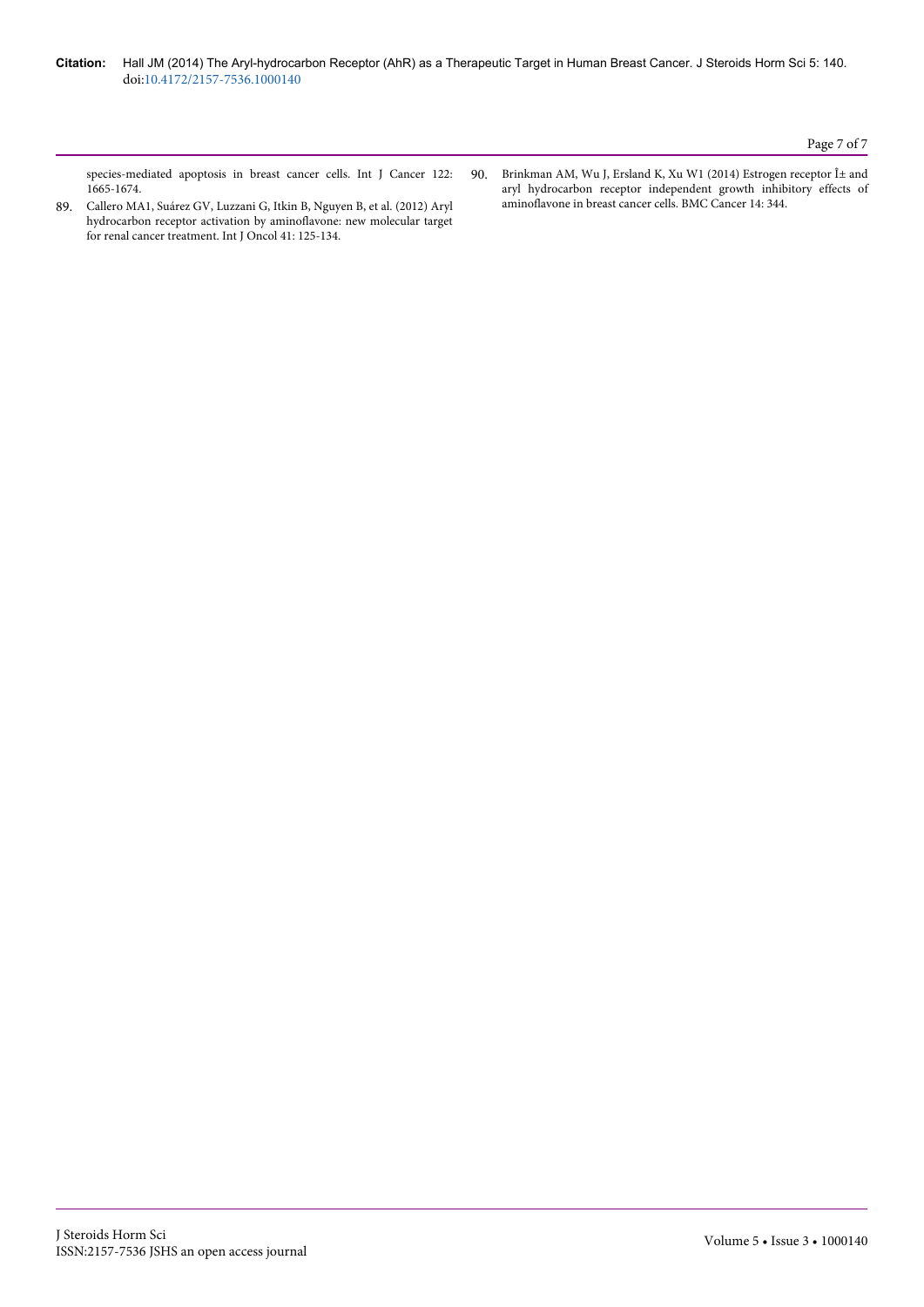species-mediated apoptosis in breast cancer cells. Int J Cancer 122: 1665-1674.

89. Callero MA1, Suárez GV, Luzzani G, Itkin B, Nguyen B, et al. (2012) Aryl hydrocarbon receptor activation by aminoflavone: new molecular target for renal cancer treatment. Int J Oncol 41: 125-134.

90. Brinkman AM, Wu J, Ersland K, Xu W1 (2014) Estrogen receptor Î± and aryl hydrocarbon receptor independent growth inhibitory effects of aminoflavone in breast cancer cells. BMC Cancer 14: 344.